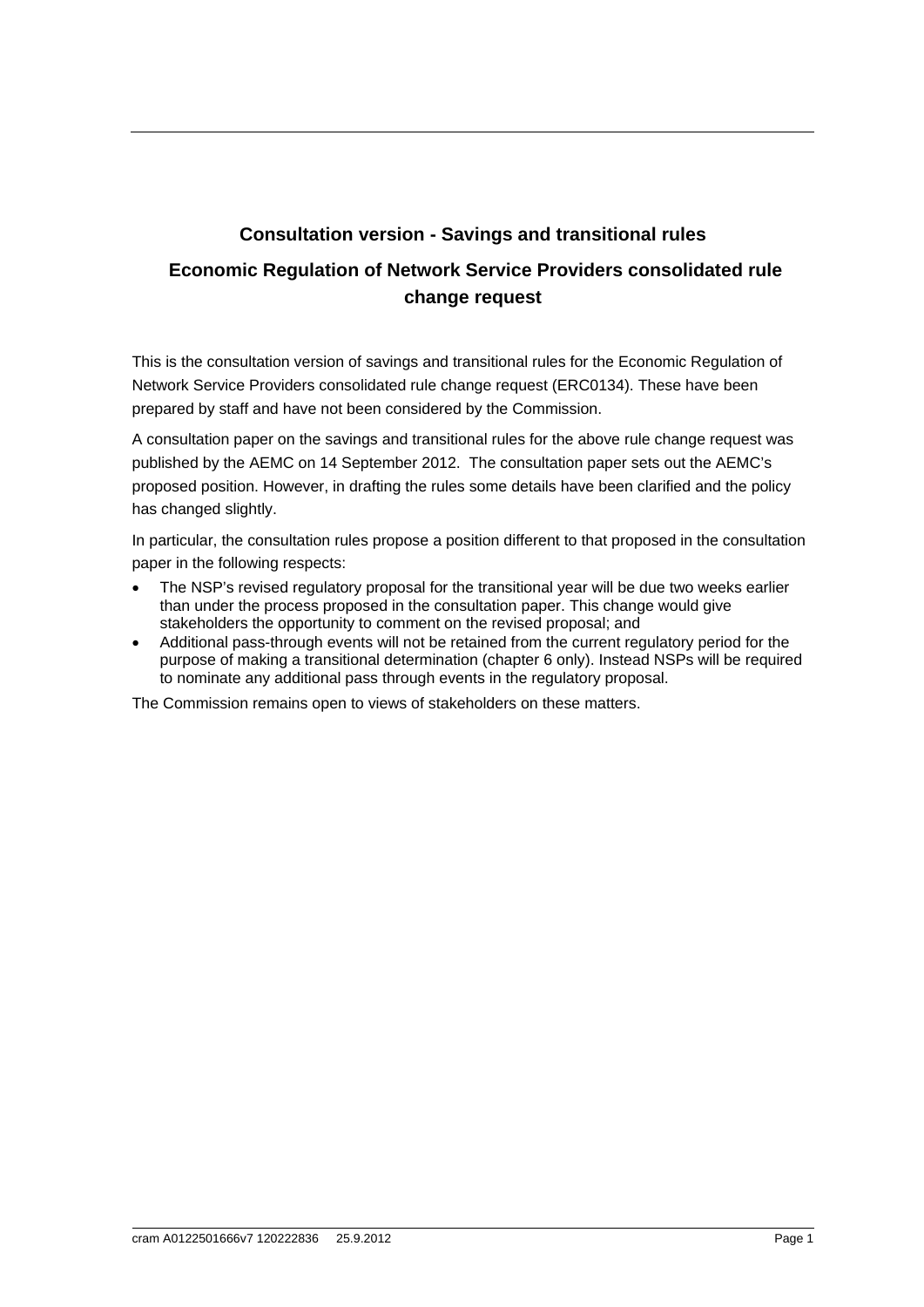# Consultation version - Savings and transitional rules

## Economic Regulation of Network Service Providers consolidated rule change request

This is the consultation version of savings and transitional rules for the Economic Regulation of Network Service Providers consolidated rule change request (ERC0134). These have been prepared by staff and have not been considered by the Commission.

A consultation paper on the savings and transitional rules for the above rule change request was published by the AEMC on 14 September 2012. The consultation paper sets out the AEMC's proposed position. However, in drafting the rules some details have been clarified and the policy has changed slightly.

In particular, the consultation rules propose a position different to that proposed in the consultation paper in the following respects:

- The NSP's revised regulatory proposal for the transitional year will be due two weeks earlier than under the process proposed in the consultation paper. This change would give stakeholders the opportunity to comment on the revised proposal; and
- Additional pass-through events will not be retained from the current regulatory period for the purpose of making a transitional determination (chapter 6 only). Instead NSPs will be required to nominate any additional pass through events in the regulatory proposal.

The Commission remains open to views of stakeholders on these matters.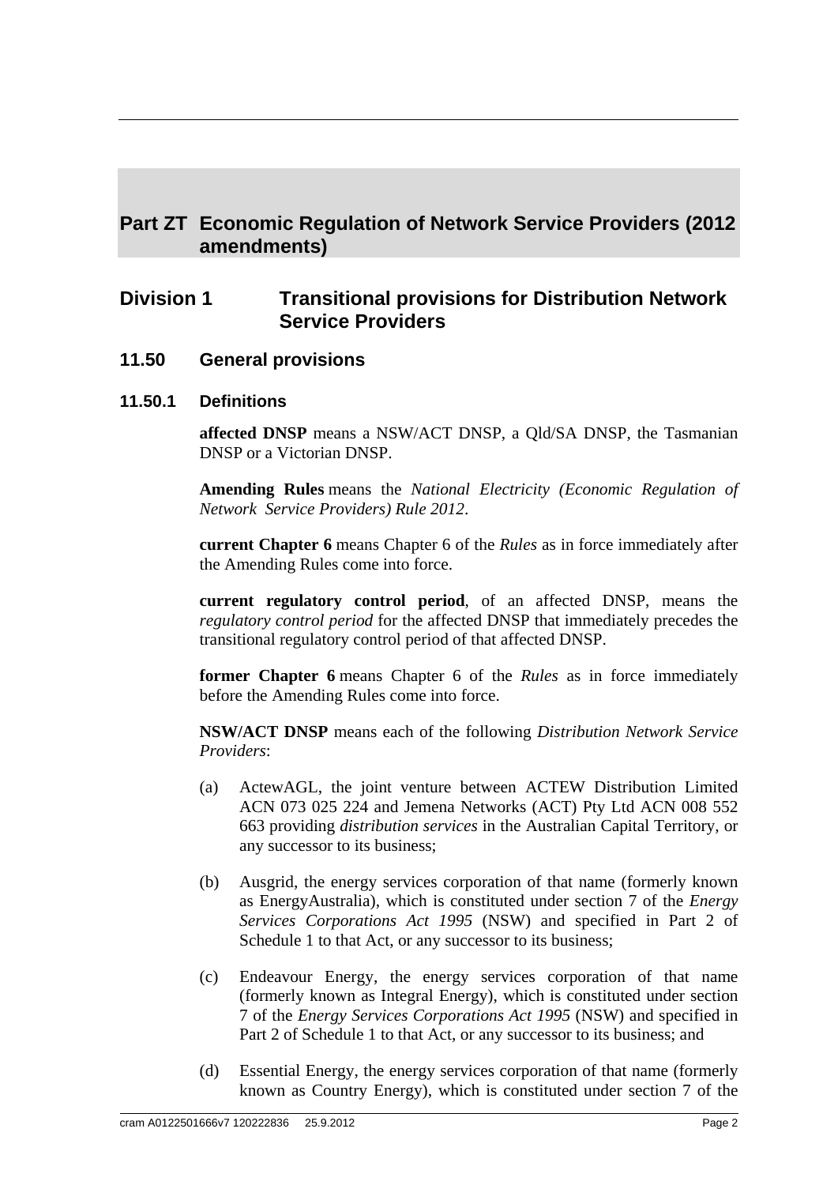# Part ZT Economic Regulation of Network Service Providers (2012 amendments)

## Division 1 Transitional provisions for Distribution Network Service Providers

### 11.50 General provisions

#### 11.50.1 Definitions

**affected DNSP** means a NSW/ACT DNSP, a Qld/SA DNSP, the Tasmanian DNSP or a Victorian DNSP.

**Amending Rules** means the *National Electricity (Economic Regulation of Network Service Providers) Rule 2012*.

**current Chapter 6** means Chapter 6 of the *Rules* as in force immediately after the Amending Rules come into force.

**current regulatory control period**, of an affected DNSP, means the *regulatory control period* for the affected DNSP that immediately precedes the transitional regulatory control period of that affected DNSP.

**former Chapter 6** means Chapter 6 of the *Rules* as in force immediately before the Amending Rules come into force.

**NSW/ACT DNSP** means each of the following *Distribution Network Service Providers*:

(a) ActewAGL, the joint venture between ACTEW Distribution Limited ACN 073 025 224 and Jemena Networks (ACT) Pty Ltd ACN 008 552 663 providing *distribution services* in the Australian Capital Territory, or any successor to its business;

(b) Ausgrid, the energy services corporation of that name (formerly known as EnergyAustralia), which is constituted under section 7 of the *Energy Services Corporations Act 1995* (NSW) and specified in Part 2 of Schedule 1 to that Act, or any successor to its business;

(c) Endeavour Energy, the energy services corporation of that name (formerly known as Integral Energy), which is constituted under section 7 of the *Energy Services Corporations Act 1995* (NSW) and specified in Part 2 of Schedule 1 to that Act, or any successor to its business; and

(d) Essential Energy, the energy services corporation of that name (formerly known as Country Energy), which is constituted under section 7 of the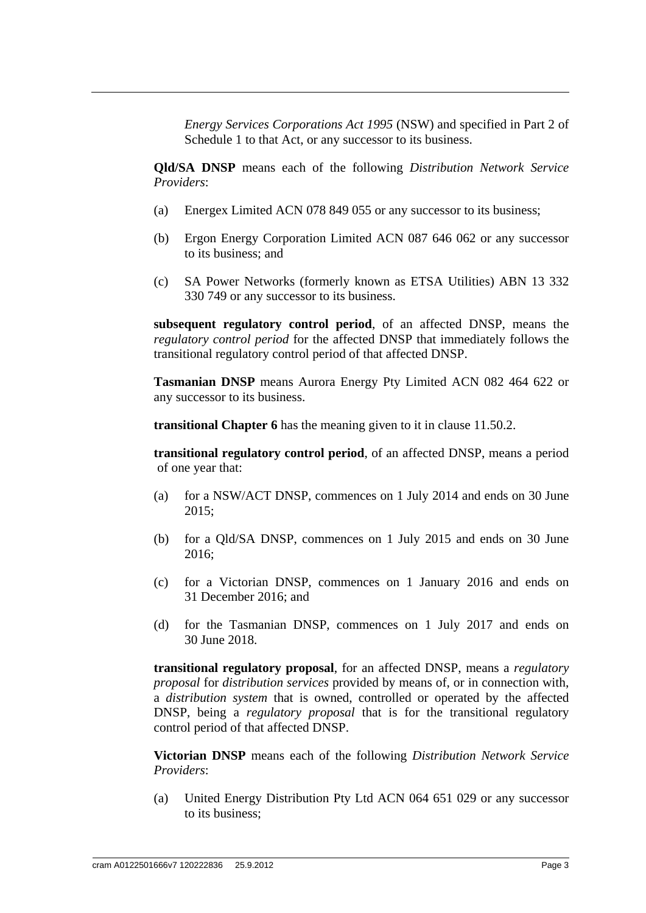*Energy Services Corporations Act 1995* (NSW) and specified in Part 2 of Schedule 1 to that Act, or any successor to its business.

**Qld/SA DNSP** means each of the following *Distribution Network Service Providers*:

(a) Energex Limited ACN 078 849 055 or any successor to its business;

(b) Ergon Energy Corporation Limited ACN 087 646 062 or any successor to its business; and

(c) SA Power Networks (formerly known as ETSA Utilities) ABN 13 332 330 749 or any successor to its business.

**subsequent regulatory control period**, of an affected DNSP, means the *regulatory control period* for the affected DNSP that immediately follows the transitional regulatory control period of that affected DNSP.

**Tasmanian DNSP** means Aurora Energy Pty Limited ACN 082 464 622 or any successor to its business.

**transitional Chapter 6** has the meaning given to it in clause 11.50.2.

**transitional regulatory control period**, of an affected DNSP, means a period of one year that:

(a) for a NSW/ACT DNSP, commences on 1 July 2014 and ends on 30 June 2015;

(b) for a Qld/SA DNSP, commences on 1 July 2015 and ends on 30 June 2016;

(c) for a Victorian DNSP, commences on 1 January 2016 and ends on 31 December 2016; and

(d) for the Tasmanian DNSP, commences on 1 July 2017 and ends on 30 June 2018.

**transitional regulatory proposal**, for an affected DNSP, means a *regulatory proposal* for *distribution services* provided by means of, or in connection with, a *distribution system* that is owned, controlled or operated by the affected DNSP, being a *regulatory proposal* that is for the transitional regulatory control period of that affected DNSP.

**Victorian DNSP** means each of the following *Distribution Network Service Providers*:

(a) United Energy Distribution Pty Ltd ACN 064 651 029 or any successor to its business;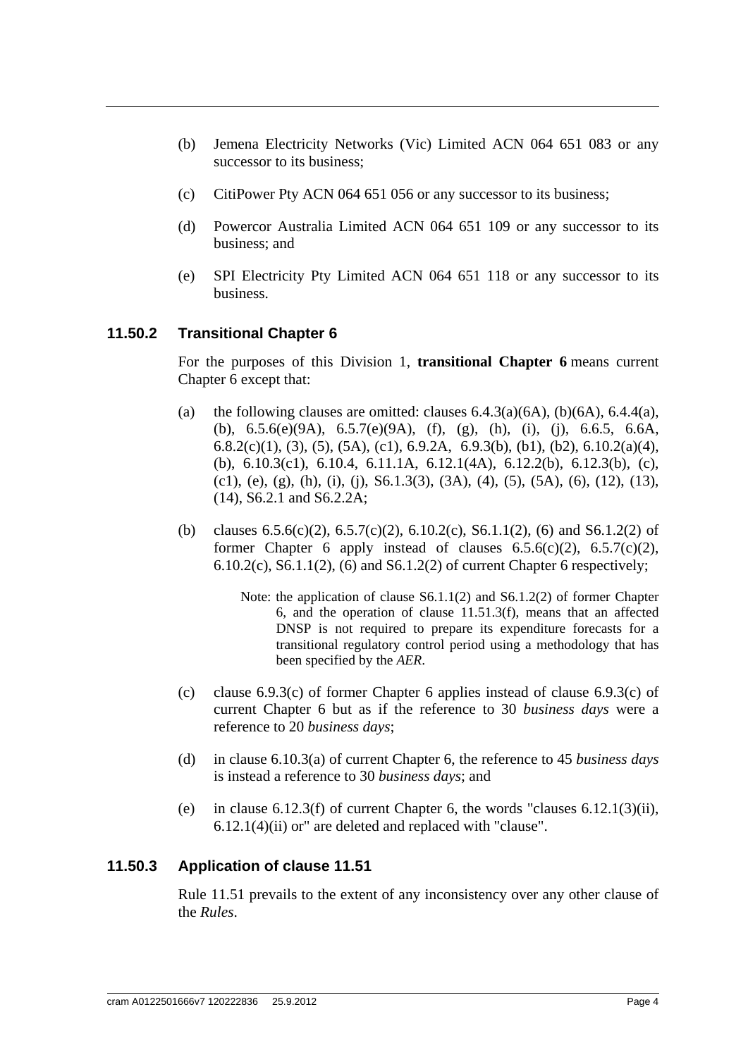(b) Jemena Electricity Networks (Vic) Limited ACN 064 651 083 or any successor to its business;

(c) CitiPower Pty ACN 064 651 056 or any successor to its business;

(d) Powercor Australia Limited ACN 064 651 109 or any successor to its business; and

(e) SPI Electricity Pty Limited ACN 064 651 118 or any successor to its business.

### 11.50.2 Transitional Chapter 6

For the purposes of this Division 1, **transitional Chapter 6** means current Chapter 6 except that:

(a) the following clauses are omitted: clauses 6.4.3(a)(6A), (b)(6A), 6.4.4(a), (b), 6.5.6(e)(9A), 6.5.7(e)(9A), (f), (g), (h), (i), (j), 6.6.5, 6.6A, 6.8.2(c)(1), (3), (5), (5A), (c1), 6.9.2A, 6.9.3(b), (b1), (b2), 6.10.2(a)(4), (b), 6.10.3(c1), 6.10.4, 6.11.1A, 6.12.1(4A), 6.12.2(b), 6.12.3(b), (c), (c1), (e), (g), (h), (i), (j), S6.1.3(3), (3A), (4), (5), (5A), (6), (12), (13), (14), S6.2.1 and S6.2.2A;

(b) clauses 6.5.6(c)(2), 6.5.7(c)(2), 6.10.2(c), S6.1.1(2), (6) and S6.1.2(2) of former Chapter 6 apply instead of clauses 6.5.6(c)(2), 6.5.7(c)(2), 6.10.2(c), S6.1.1(2), (6) and S6.1.2(2) of current Chapter 6 respectively;

> Note: the application of clause S6.1.1(2) and S6.1.2(2) of former Chapter 6, and the operation of clause 11.51.3(f), means that an affected DNSP is not required to prepare its expenditure forecasts for a transitional regulatory control period using a methodology that has been specified by the *AER*.

(c) clause 6.9.3(c) of former Chapter 6 applies instead of clause 6.9.3(c) of current Chapter 6 but as if the reference to 30 *business days* were a reference to 20 *business days*;

(d) in clause 6.10.3(a) of current Chapter 6, the reference to 45 *business days* is instead a reference to 30 *business days*; and

(e) in clause 6.12.3(f) of current Chapter 6, the words "clauses 6.12.1(3)(ii), 6.12.1(4)(ii) or" are deleted and replaced with "clause".

### 11.50.3 Application of clause 11.51

Rule 11.51 prevails to the extent of any inconsistency over any other clause of the *Rules*.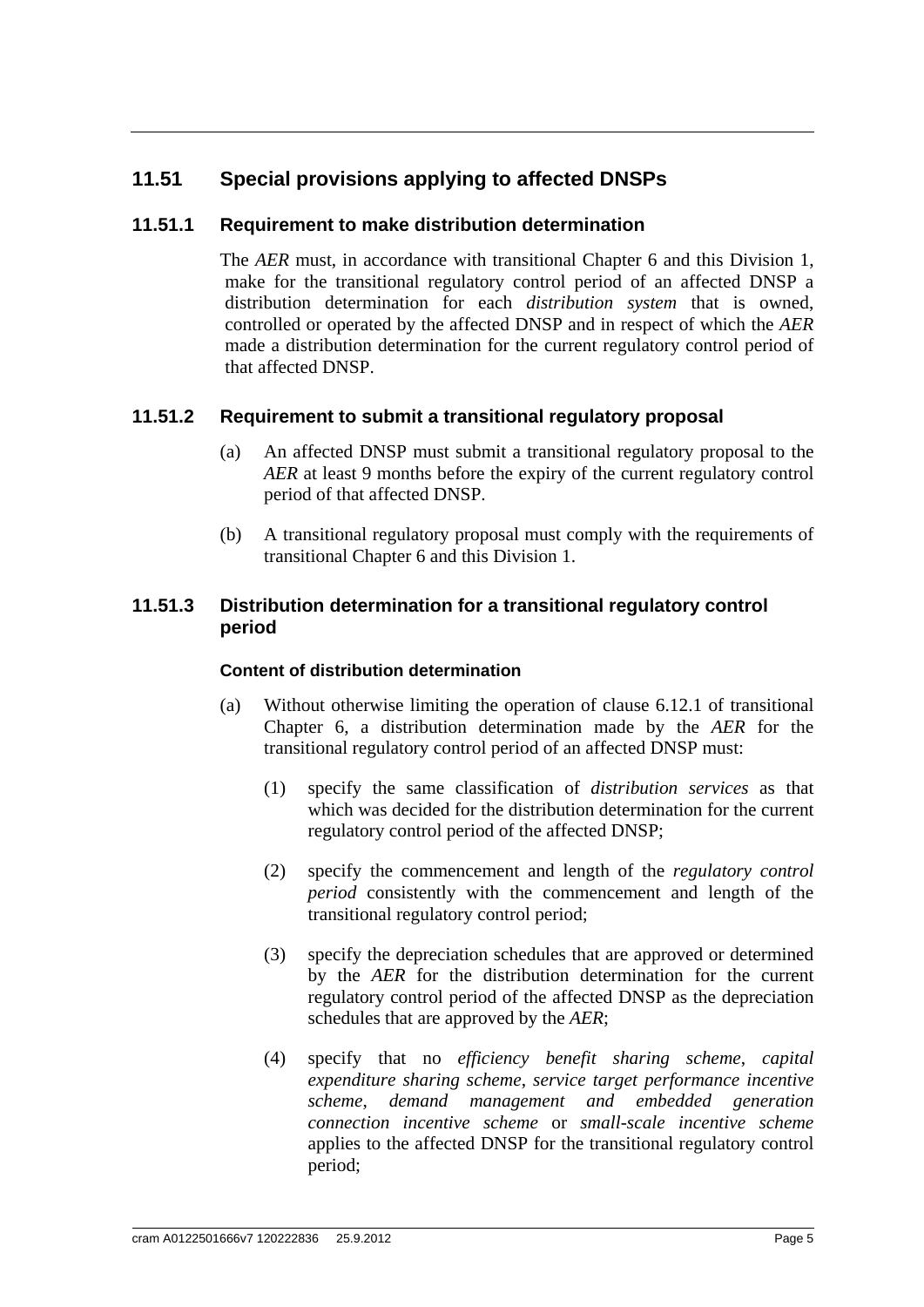## 11.51 Special provisions applying to affected DNSPs

### 11.51.1 Requirement to make distribution determination

The *AER* must, in accordance with transitional Chapter 6 and this Division 1, make for the transitional regulatory control period of an affected DNSP a distribution determination for each *distribution system* that is owned, controlled or operated by the affected DNSP and in respect of which the *AER* made a distribution determination for the current regulatory control period of that affected DNSP.

### 11.51.2 Requirement to submit a transitional regulatory proposal

(a) An affected DNSP must submit a transitional regulatory proposal to the *AER* at least 9 months before the expiry of the current regulatory control period of that affected DNSP.

(b) A transitional regulatory proposal must comply with the requirements of transitional Chapter 6 and this Division 1.

### 11.51.3 Distribution determination for a transitional regulatory control period

#### Content of distribution determination

(a) Without otherwise limiting the operation of clause 6.12.1 of transitional Chapter 6, a distribution determination made by the *AER* for the transitional regulatory control period of an affected DNSP must:

  (1) specify the same classification of *distribution services* as that which was decided for the distribution determination for the current regulatory control period of the affected DNSP;

  (2) specify the commencement and length of the *regulatory control period* consistently with the commencement and length of the transitional regulatory control period;

  (3) specify the depreciation schedules that are approved or determined by the *AER* for the distribution determination for the current regulatory control period of the affected DNSP as the depreciation schedules that are approved by the *AER*;

  (4) specify that no *efficiency benefit sharing scheme*, *capital expenditure sharing scheme*, *service target performance incentive scheme*, *demand management and embedded generation connection incentive scheme* or *small-scale incentive scheme* applies to the affected DNSP for the transitional regulatory control period;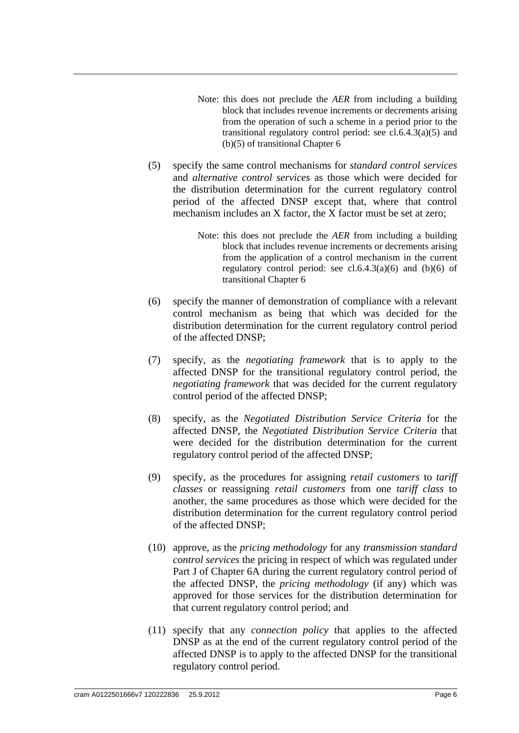> Note: this does not preclude the *AER* from including a building block that includes revenue increments or decrements arising from the operation of such a scheme in a period prior to the transitional regulatory control period: see cl.6.4.3(a)(5) and (b)(5) of transitional Chapter 6

(5) specify the same control mechanisms for *standard control services* and *alternative control services* as those which were decided for the distribution determination for the current regulatory control period of the affected DNSP except that, where that control mechanism includes an X factor, the X factor must be set at zero;

> Note: this does not preclude the *AER* from including a building block that includes revenue increments or decrements arising from the application of a control mechanism in the current regulatory control period: see cl.6.4.3(a)(6) and (b)(6) of transitional Chapter 6

(6) specify the manner of demonstration of compliance with a relevant control mechanism as being that which was decided for the distribution determination for the current regulatory control period of the affected DNSP;

(7) specify, as the *negotiating framework* that is to apply to the affected DNSP for the transitional regulatory control period, the *negotiating framework* that was decided for the current regulatory control period of the affected DNSP;

(8) specify, as the *Negotiated Distribution Service Criteria* for the affected DNSP, the *Negotiated Distribution Service Criteria* that were decided for the distribution determination for the current regulatory control period of the affected DNSP;

(9) specify, as the procedures for assigning *retail customers* to *tariff classes* or reassigning *retail customers* from one *tariff class* to another, the same procedures as those which were decided for the distribution determination for the current regulatory control period of the affected DNSP;

(10) approve, as the *pricing methodology* for any *transmission standard control services* the pricing in respect of which was regulated under Part J of Chapter 6A during the current regulatory control period of the affected DNSP, the *pricing methodology* (if any) which was approved for those services for the distribution determination for that current regulatory control period; and

(11) specify that any *connection policy* that applies to the affected DNSP as at the end of the current regulatory control period of the affected DNSP is to apply to the affected DNSP for the transitional regulatory control period.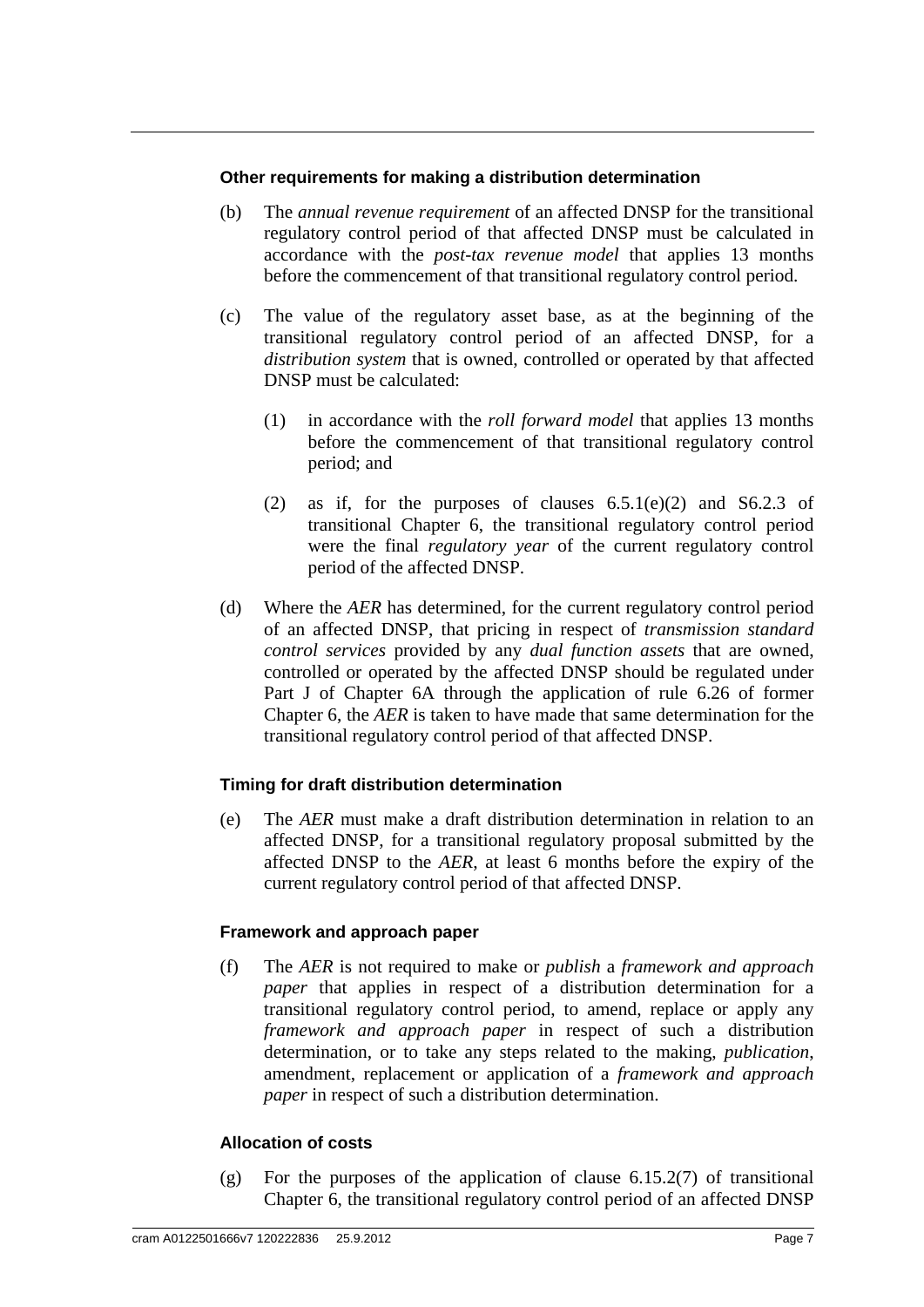**Other requirements for making a distribution determination**

(b) The *annual revenue requirement* of an affected DNSP for the transitional regulatory control period of that affected DNSP must be calculated in accordance with the *post-tax revenue model* that applies 13 months before the commencement of that transitional regulatory control period.

(c) The value of the regulatory asset base, as at the beginning of the transitional regulatory control period of an affected DNSP, for a *distribution system* that is owned, controlled or operated by that affected DNSP must be calculated:

(1) in accordance with the *roll forward model* that applies 13 months before the commencement of that transitional regulatory control period; and

(2) as if, for the purposes of clauses 6.5.1(e)(2) and S6.2.3 of transitional Chapter 6, the transitional regulatory control period were the final *regulatory year* of the current regulatory control period of the affected DNSP.

(d) Where the *AER* has determined, for the current regulatory control period of an affected DNSP, that pricing in respect of *transmission standard control services* provided by any *dual function assets* that are owned, controlled or operated by the affected DNSP should be regulated under Part J of Chapter 6A through the application of rule 6.26 of former Chapter 6, the *AER* is taken to have made that same determination for the transitional regulatory control period of that affected DNSP.

**Timing for draft distribution determination**

(e) The *AER* must make a draft distribution determination in relation to an affected DNSP, for a transitional regulatory proposal submitted by the affected DNSP to the *AER*, at least 6 months before the expiry of the current regulatory control period of that affected DNSP.

**Framework and approach paper**

(f) The *AER* is not required to make or *publish* a *framework and approach paper* that applies in respect of a distribution determination for a transitional regulatory control period, to amend, replace or apply any *framework and approach paper* in respect of such a distribution determination, or to take any steps related to the making, *publication*, amendment, replacement or application of a *framework and approach paper* in respect of such a distribution determination.

**Allocation of costs**

(g) For the purposes of the application of clause 6.15.2(7) of transitional Chapter 6, the transitional regulatory control period of an affected DNSP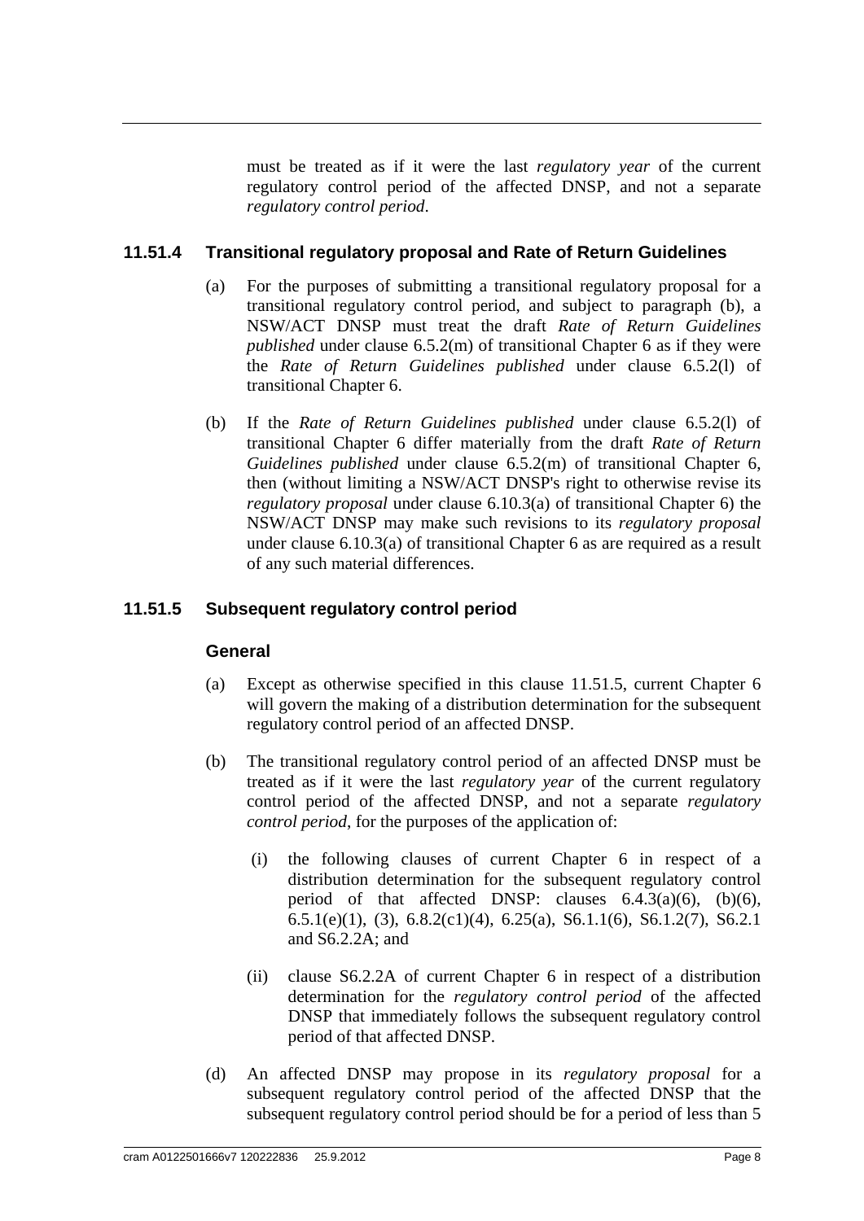must be treated as if it were the last *regulatory year* of the current regulatory control period of the affected DNSP, and not a separate *regulatory control period*.

### 11.51.4 Transitional regulatory proposal and Rate of Return Guidelines

(a) For the purposes of submitting a transitional regulatory proposal for a transitional regulatory control period, and subject to paragraph (b), a NSW/ACT DNSP must treat the draft *Rate of Return Guidelines published* under clause 6.5.2(m) of transitional Chapter 6 as if they were the *Rate of Return Guidelines published* under clause 6.5.2(l) of transitional Chapter 6.

(b) If the *Rate of Return Guidelines published* under clause 6.5.2(l) of transitional Chapter 6 differ materially from the draft *Rate of Return Guidelines published* under clause 6.5.2(m) of transitional Chapter 6, then (without limiting a NSW/ACT DNSP's right to otherwise revise its *regulatory proposal* under clause 6.10.3(a) of transitional Chapter 6) the NSW/ACT DNSP may make such revisions to its *regulatory proposal* under clause 6.10.3(a) of transitional Chapter 6 as are required as a result of any such material differences.

### 11.51.5 Subsequent regulatory control period

**General**

(a) Except as otherwise specified in this clause 11.51.5, current Chapter 6 will govern the making of a distribution determination for the subsequent regulatory control period of an affected DNSP.

(b) The transitional regulatory control period of an affected DNSP must be treated as if it were the last *regulatory year* of the current regulatory control period of the affected DNSP, and not a separate *regulatory control period*, for the purposes of the application of:

(i) the following clauses of current Chapter 6 in respect of a distribution determination for the subsequent regulatory control period of that affected DNSP: clauses 6.4.3(a)(6), (b)(6), 6.5.1(e)(1), (3), 6.8.2(c1)(4), 6.25(a), S6.1.1(6), S6.1.2(7), S6.2.1 and S6.2.2A; and

(ii) clause S6.2.2A of current Chapter 6 in respect of a distribution determination for the *regulatory control period* of the affected DNSP that immediately follows the subsequent regulatory control period of that affected DNSP.

(d) An affected DNSP may propose in its *regulatory proposal* for a subsequent regulatory control period of the affected DNSP that the subsequent regulatory control period should be for a period of less than 5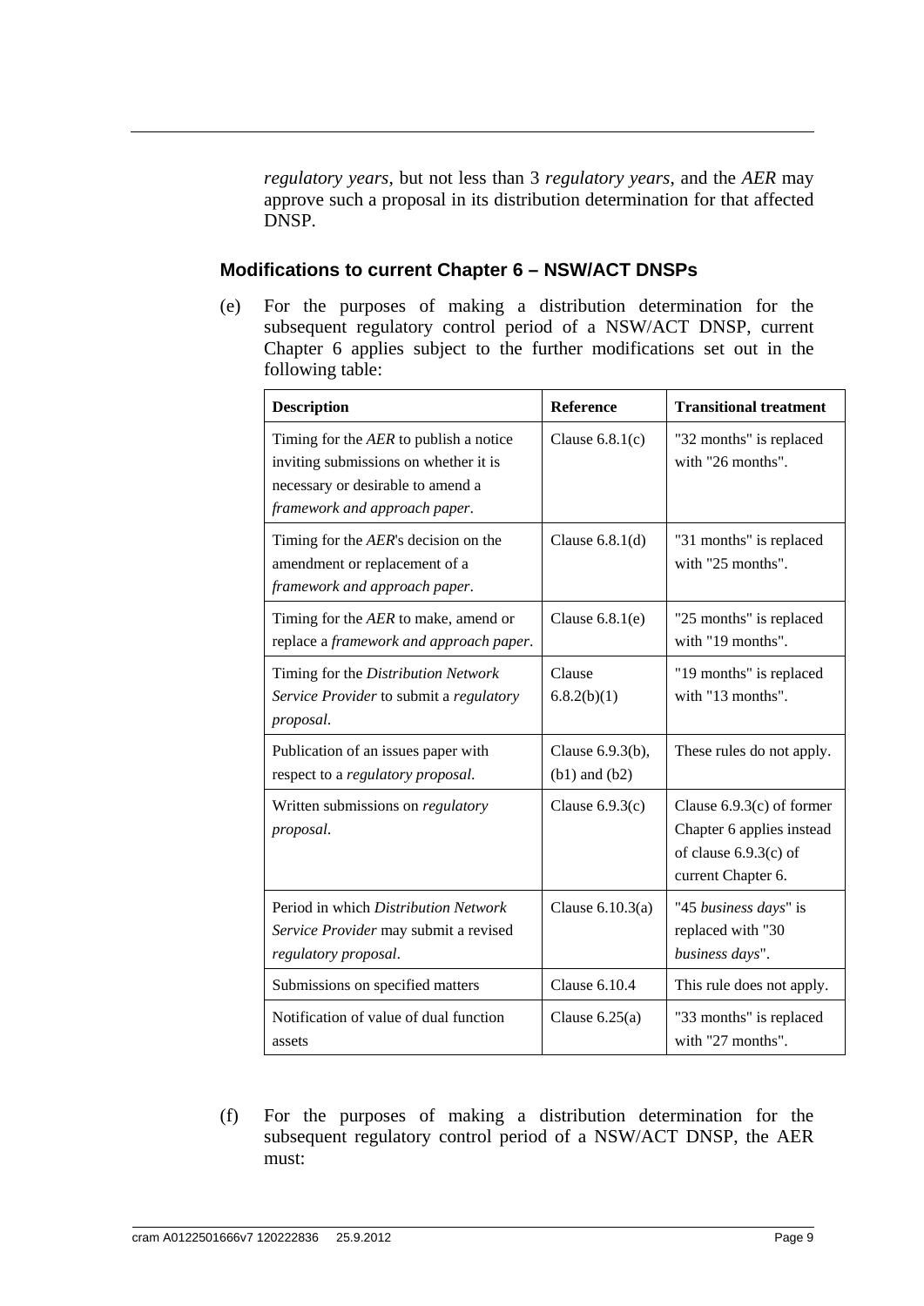*regulatory years*, but not less than 3 *regulatory years*, and the *AER* may approve such a proposal in its distribution determination for that affected DNSP.

### Modifications to current Chapter 6 – NSW/ACT DNSPs

(e) For the purposes of making a distribution determination for the subsequent regulatory control period of a NSW/ACT DNSP, current Chapter 6 applies subject to the further modifications set out in the following table:

| Description | Reference | Transitional treatment |
|---|---|---|
| Timing for the *AER* to publish a notice inviting submissions on whether it is necessary or desirable to amend a *framework and approach paper*. | Clause 6.8.1(c) | "32 months" is replaced with "26 months". |
| Timing for the *AER*'s decision on the amendment or replacement of a *framework and approach paper*. | Clause 6.8.1(d) | "31 months" is replaced with "25 months". |
| Timing for the *AER* to make, amend or replace a *framework and approach paper*. | Clause 6.8.1(e) | "25 months" is replaced with "19 months". |
| Timing for the *Distribution Network Service Provider* to submit a *regulatory proposal*. | Clause 6.8.2(b)(1) | "19 months" is replaced with "13 months". |
| Publication of an issues paper with respect to a *regulatory proposal*. | Clause 6.9.3(b), (b1) and (b2) | These rules do not apply. |
| Written submissions on *regulatory proposal*. | Clause 6.9.3(c) | Clause 6.9.3(c) of former Chapter 6 applies instead of clause 6.9.3(c) of current Chapter 6. |
| Period in which *Distribution Network Service Provider* may submit a revised *regulatory proposal*. | Clause 6.10.3(a) | "45 *business days*" is replaced with "30 *business days*". |
| Submissions on specified matters | Clause 6.10.4 | This rule does not apply. |
| Notification of value of dual function assets | Clause 6.25(a) | "33 months" is replaced with "27 months". |

(f) For the purposes of making a distribution determination for the subsequent regulatory control period of a NSW/ACT DNSP, the AER must: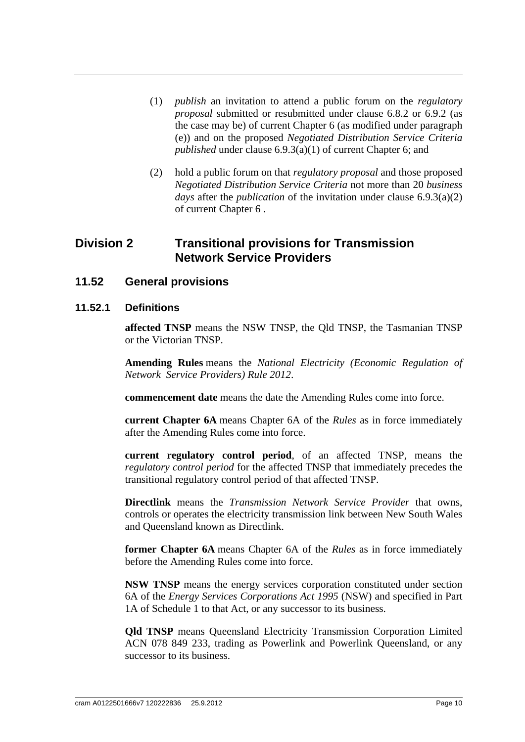(1) *publish* an invitation to attend a public forum on the *regulatory proposal* submitted or resubmitted under clause 6.8.2 or 6.9.2 (as the case may be) of current Chapter 6 (as modified under paragraph (e)) and on the proposed *Negotiated Distribution Service Criteria published* under clause 6.9.3(a)(1) of current Chapter 6; and

(2) hold a public forum on that *regulatory proposal* and those proposed *Negotiated Distribution Service Criteria* not more than 20 *business days* after the *publication* of the invitation under clause 6.9.3(a)(2) of current Chapter 6 .

## Division 2 Transitional provisions for Transmission Network Service Providers

### 11.52 General provisions

#### 11.52.1 Definitions

**affected TNSP** means the NSW TNSP, the Qld TNSP, the Tasmanian TNSP or the Victorian TNSP.

**Amending Rules** means the *National Electricity (Economic Regulation of Network Service Providers) Rule 2012*.

**commencement date** means the date the Amending Rules come into force.

**current Chapter 6A** means Chapter 6A of the *Rules* as in force immediately after the Amending Rules come into force.

**current regulatory control period**, of an affected TNSP, means the *regulatory control period* for the affected TNSP that immediately precedes the transitional regulatory control period of that affected TNSP.

**Directlink** means the *Transmission Network Service Provider* that owns, controls or operates the electricity transmission link between New South Wales and Queensland known as Directlink.

**former Chapter 6A** means Chapter 6A of the *Rules* as in force immediately before the Amending Rules come into force.

**NSW TNSP** means the energy services corporation constituted under section 6A of the *Energy Services Corporations Act 1995* (NSW) and specified in Part 1A of Schedule 1 to that Act, or any successor to its business.

**Qld TNSP** means Queensland Electricity Transmission Corporation Limited ACN 078 849 233, trading as Powerlink and Powerlink Queensland, or any successor to its business.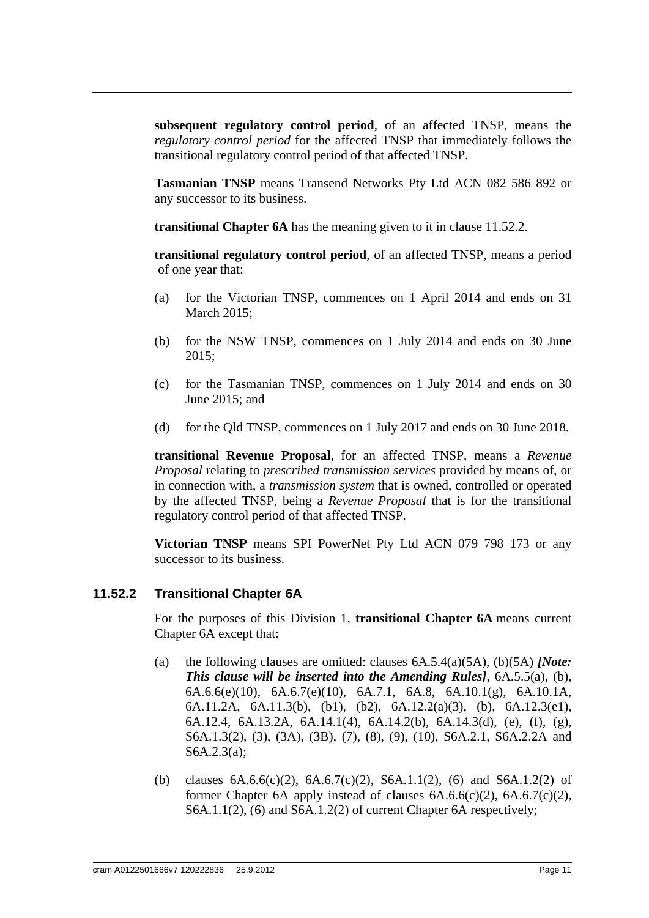**subsequent regulatory control period**, of an affected TNSP, means the *regulatory control period* for the affected TNSP that immediately follows the transitional regulatory control period of that affected TNSP.

**Tasmanian TNSP** means Transend Networks Pty Ltd ACN 082 586 892 or any successor to its business.

**transitional Chapter 6A** has the meaning given to it in clause 11.52.2.

**transitional regulatory control period**, of an affected TNSP, means a period of one year that:

(a) for the Victorian TNSP, commences on 1 April 2014 and ends on 31 March 2015;

(b) for the NSW TNSP, commences on 1 July 2014 and ends on 30 June 2015;

(c) for the Tasmanian TNSP, commences on 1 July 2014 and ends on 30 June 2015; and

(d) for the Qld TNSP, commences on 1 July 2017 and ends on 30 June 2018.

**transitional Revenue Proposal**, for an affected TNSP, means a *Revenue Proposal* relating to *prescribed transmission services* provided by means of, or in connection with, a *transmission system* that is owned, controlled or operated by the affected TNSP, being a *Revenue Proposal* that is for the transitional regulatory control period of that affected TNSP.

**Victorian TNSP** means SPI PowerNet Pty Ltd ACN 079 798 173 or any successor to its business.

### 11.52.2 Transitional Chapter 6A

For the purposes of this Division 1, **transitional Chapter 6A** means current Chapter 6A except that:

(a) the following clauses are omitted: clauses 6A.5.4(a)(5A), (b)(5A) ***[Note: This clause will be inserted into the Amending Rules]***, 6A.5.5(a), (b), 6A.6.6(e)(10), 6A.6.7(e)(10), 6A.7.1, 6A.8, 6A.10.1(g), 6A.10.1A, 6A.11.2A, 6A.11.3(b), (b1), (b2), 6A.12.2(a)(3), (b), 6A.12.3(e1), 6A.12.4, 6A.13.2A, 6A.14.1(4), 6A.14.2(b), 6A.14.3(d), (e), (f), (g), S6A.1.3(2), (3), (3A), (3B), (7), (8), (9), (10), S6A.2.1, S6A.2.2A and S6A.2.3(a);

(b) clauses 6A.6.6(c)(2), 6A.6.7(c)(2), S6A.1.1(2), (6) and S6A.1.2(2) of former Chapter 6A apply instead of clauses 6A.6.6(c)(2), 6A.6.7(c)(2), S6A.1.1(2), (6) and S6A.1.2(2) of current Chapter 6A respectively;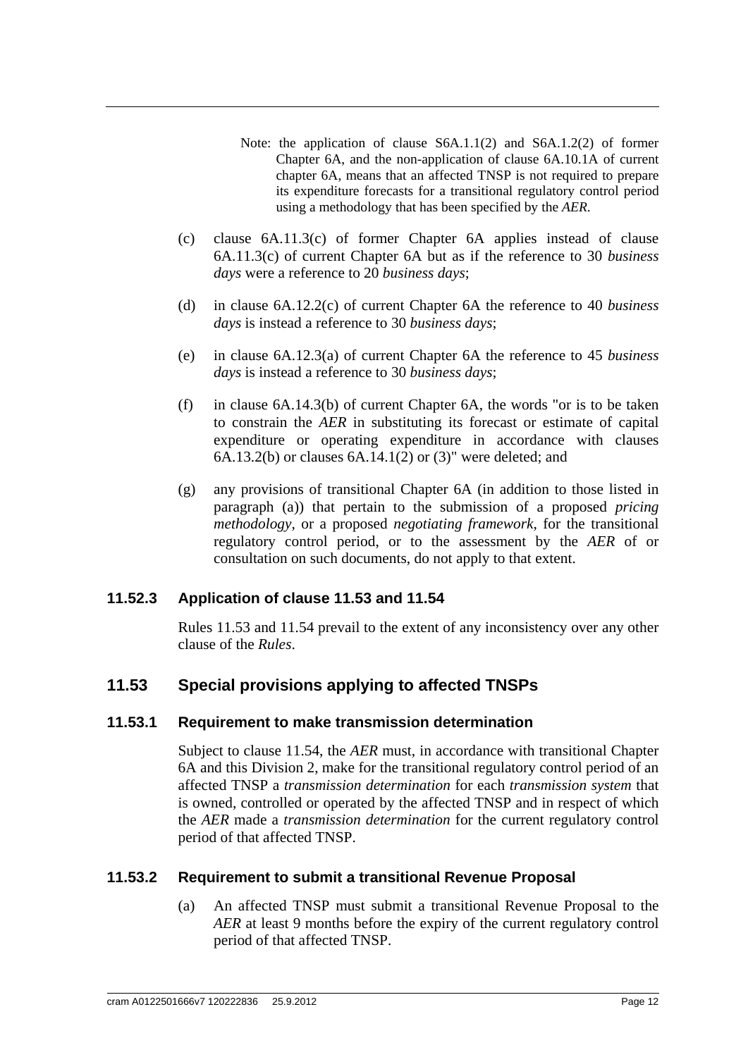Note: the application of clause S6A.1.1(2) and S6A.1.2(2) of former Chapter 6A, and the non-application of clause 6A.10.1A of current chapter 6A, means that an affected TNSP is not required to prepare its expenditure forecasts for a transitional regulatory control period using a methodology that has been specified by the *AER*.

(c) clause 6A.11.3(c) of former Chapter 6A applies instead of clause 6A.11.3(c) of current Chapter 6A but as if the reference to 30 *business days* were a reference to 20 *business days*;

(d) in clause 6A.12.2(c) of current Chapter 6A the reference to 40 *business days* is instead a reference to 30 *business days*;

(e) in clause 6A.12.3(a) of current Chapter 6A the reference to 45 *business days* is instead a reference to 30 *business days*;

(f) in clause 6A.14.3(b) of current Chapter 6A, the words "or is to be taken to constrain the *AER* in substituting its forecast or estimate of capital expenditure or operating expenditure in accordance with clauses 6A.13.2(b) or clauses 6A.14.1(2) or (3)" were deleted; and

(g) any provisions of transitional Chapter 6A (in addition to those listed in paragraph (a)) that pertain to the submission of a proposed *pricing methodology*, or a proposed *negotiating framework*, for the transitional regulatory control period, or to the assessment by the *AER* of or consultation on such documents, do not apply to that extent.

### 11.52.3 Application of clause 11.53 and 11.54

Rules 11.53 and 11.54 prevail to the extent of any inconsistency over any other clause of the *Rules*.

## 11.53 Special provisions applying to affected TNSPs

### 11.53.1 Requirement to make transmission determination

Subject to clause 11.54, the *AER* must, in accordance with transitional Chapter 6A and this Division 2, make for the transitional regulatory control period of an affected TNSP a *transmission determination* for each *transmission system* that is owned, controlled or operated by the affected TNSP and in respect of which the *AER* made a *transmission determination* for the current regulatory control period of that affected TNSP.

### 11.53.2 Requirement to submit a transitional Revenue Proposal

(a) An affected TNSP must submit a transitional Revenue Proposal to the *AER* at least 9 months before the expiry of the current regulatory control period of that affected TNSP.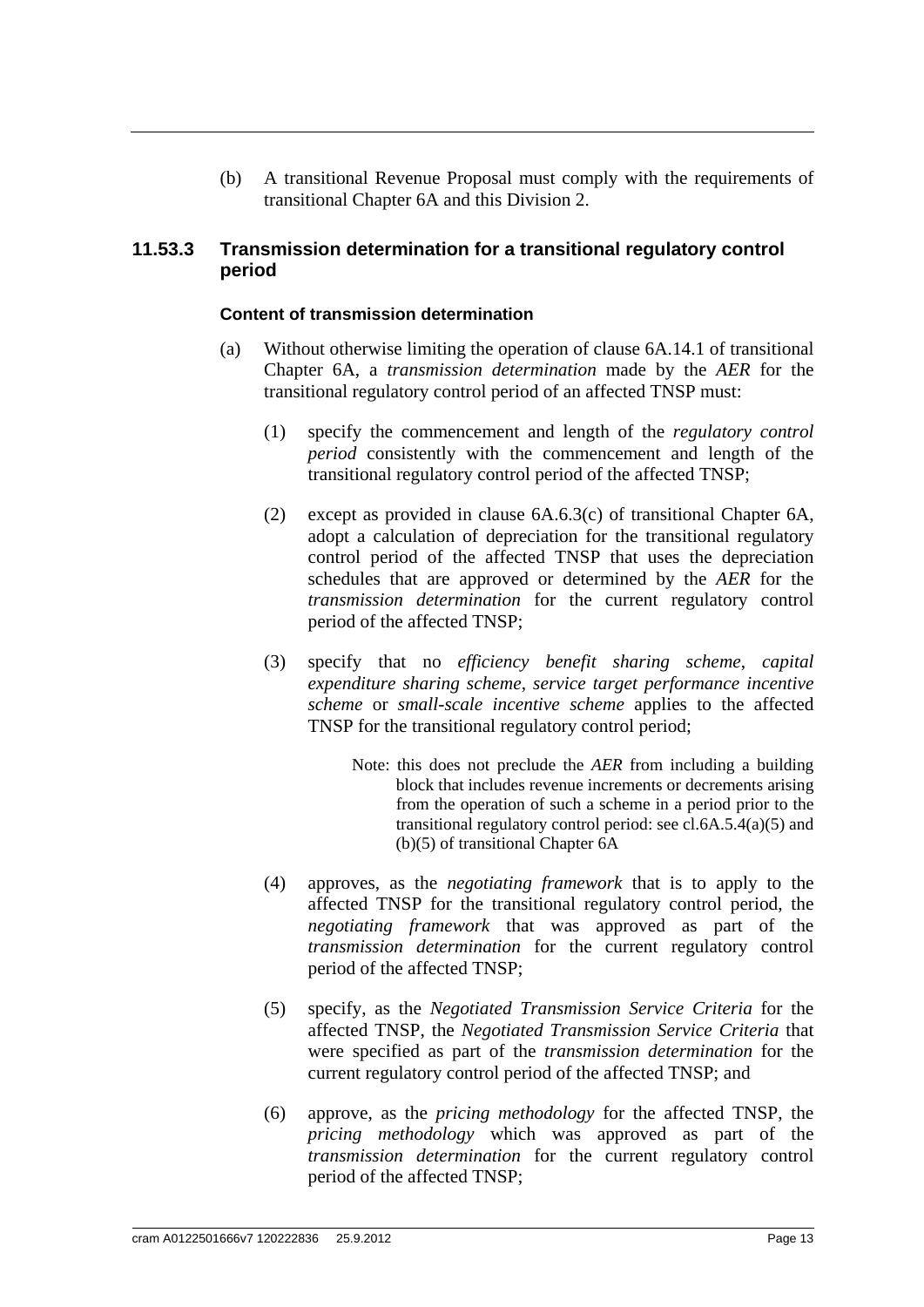(b) A transitional Revenue Proposal must comply with the requirements of transitional Chapter 6A and this Division 2.

### 11.53.3 Transmission determination for a transitional regulatory control period

#### Content of transmission determination

(a) Without otherwise limiting the operation of clause 6A.14.1 of transitional Chapter 6A, a *transmission determination* made by the *AER* for the transitional regulatory control period of an affected TNSP must:

   (1) specify the commencement and length of the *regulatory control period* consistently with the commencement and length of the transitional regulatory control period of the affected TNSP;

   (2) except as provided in clause 6A.6.3(c) of transitional Chapter 6A, adopt a calculation of depreciation for the transitional regulatory control period of the affected TNSP that uses the depreciation schedules that are approved or determined by the *AER* for the *transmission determination* for the current regulatory control period of the affected TNSP;

   (3) specify that no *efficiency benefit sharing scheme*, *capital expenditure sharing scheme*, *service target performance incentive scheme* or *small-scale incentive scheme* applies to the affected TNSP for the transitional regulatory control period;

      Note: this does not preclude the *AER* from including a building block that includes revenue increments or decrements arising from the operation of such a scheme in a period prior to the transitional regulatory control period: see cl.6A.5.4(a)(5) and (b)(5) of transitional Chapter 6A

   (4) approves, as the *negotiating framework* that is to apply to the affected TNSP for the transitional regulatory control period, the *negotiating framework* that was approved as part of the *transmission determination* for the current regulatory control period of the affected TNSP;

   (5) specify, as the *Negotiated Transmission Service Criteria* for the affected TNSP, the *Negotiated Transmission Service Criteria* that were specified as part of the *transmission determination* for the current regulatory control period of the affected TNSP; and

   (6) approve, as the *pricing methodology* for the affected TNSP, the *pricing methodology* which was approved as part of the *transmission determination* for the current regulatory control period of the affected TNSP;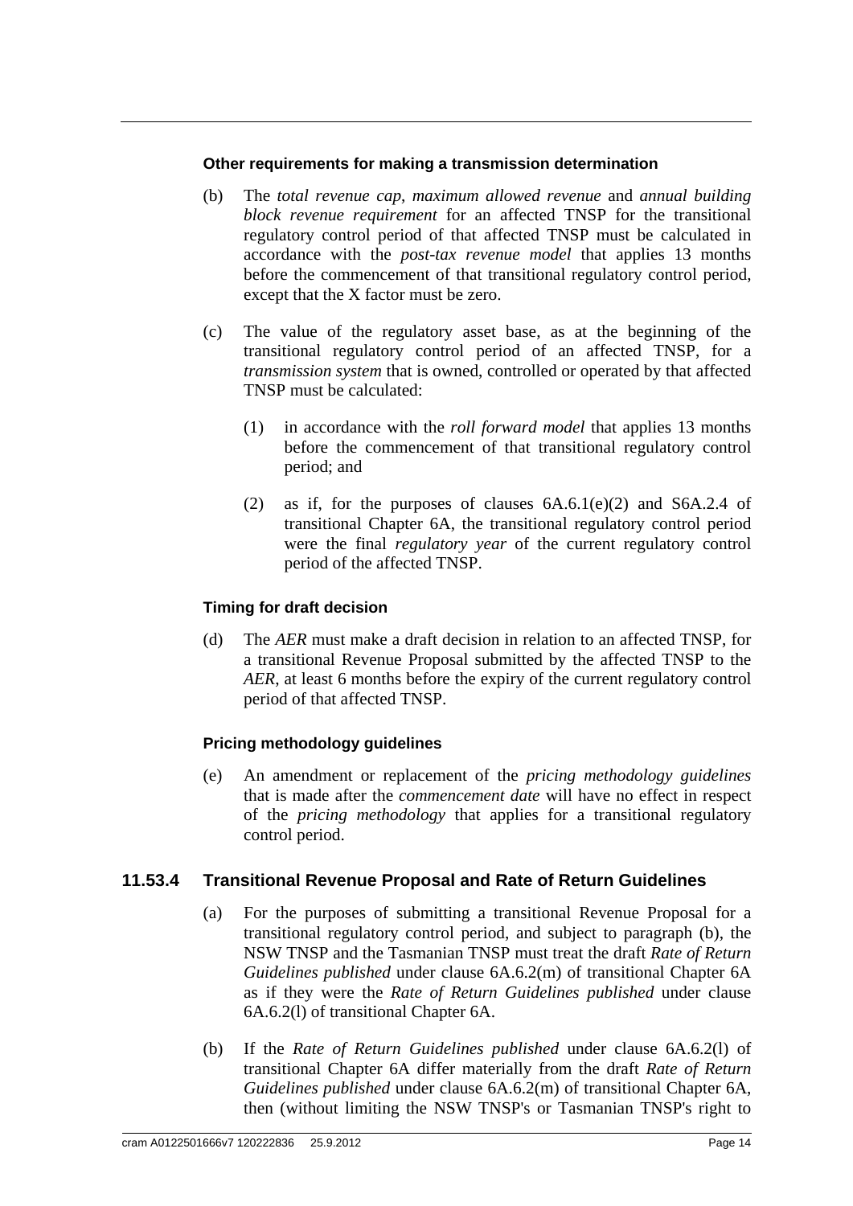**Other requirements for making a transmission determination**

(b) The *total revenue cap*, *maximum allowed revenue* and *annual building block revenue requirement* for an affected TNSP for the transitional regulatory control period of that affected TNSP must be calculated in accordance with the *post-tax revenue model* that applies 13 months before the commencement of that transitional regulatory control period, except that the X factor must be zero.

(c) The value of the regulatory asset base, as at the beginning of the transitional regulatory control period of an affected TNSP, for a *transmission system* that is owned, controlled or operated by that affected TNSP must be calculated:

(1) in accordance with the *roll forward model* that applies 13 months before the commencement of that transitional regulatory control period; and

(2) as if, for the purposes of clauses 6A.6.1(e)(2) and S6A.2.4 of transitional Chapter 6A, the transitional regulatory control period were the final *regulatory year* of the current regulatory control period of the affected TNSP.

**Timing for draft decision**

(d) The *AER* must make a draft decision in relation to an affected TNSP, for a transitional Revenue Proposal submitted by the affected TNSP to the *AER*, at least 6 months before the expiry of the current regulatory control period of that affected TNSP.

**Pricing methodology guidelines**

(e) An amendment or replacement of the *pricing methodology guidelines* that is made after the *commencement date* will have no effect in respect of the *pricing methodology* that applies for a transitional regulatory control period.

## 11.53.4 Transitional Revenue Proposal and Rate of Return Guidelines

(a) For the purposes of submitting a transitional Revenue Proposal for a transitional regulatory control period, and subject to paragraph (b), the NSW TNSP and the Tasmanian TNSP must treat the draft *Rate of Return Guidelines published* under clause 6A.6.2(m) of transitional Chapter 6A as if they were the *Rate of Return Guidelines published* under clause 6A.6.2(l) of transitional Chapter 6A.

(b) If the *Rate of Return Guidelines published* under clause 6A.6.2(l) of transitional Chapter 6A differ materially from the draft *Rate of Return Guidelines published* under clause 6A.6.2(m) of transitional Chapter 6A, then (without limiting the NSW TNSP's or Tasmanian TNSP's right to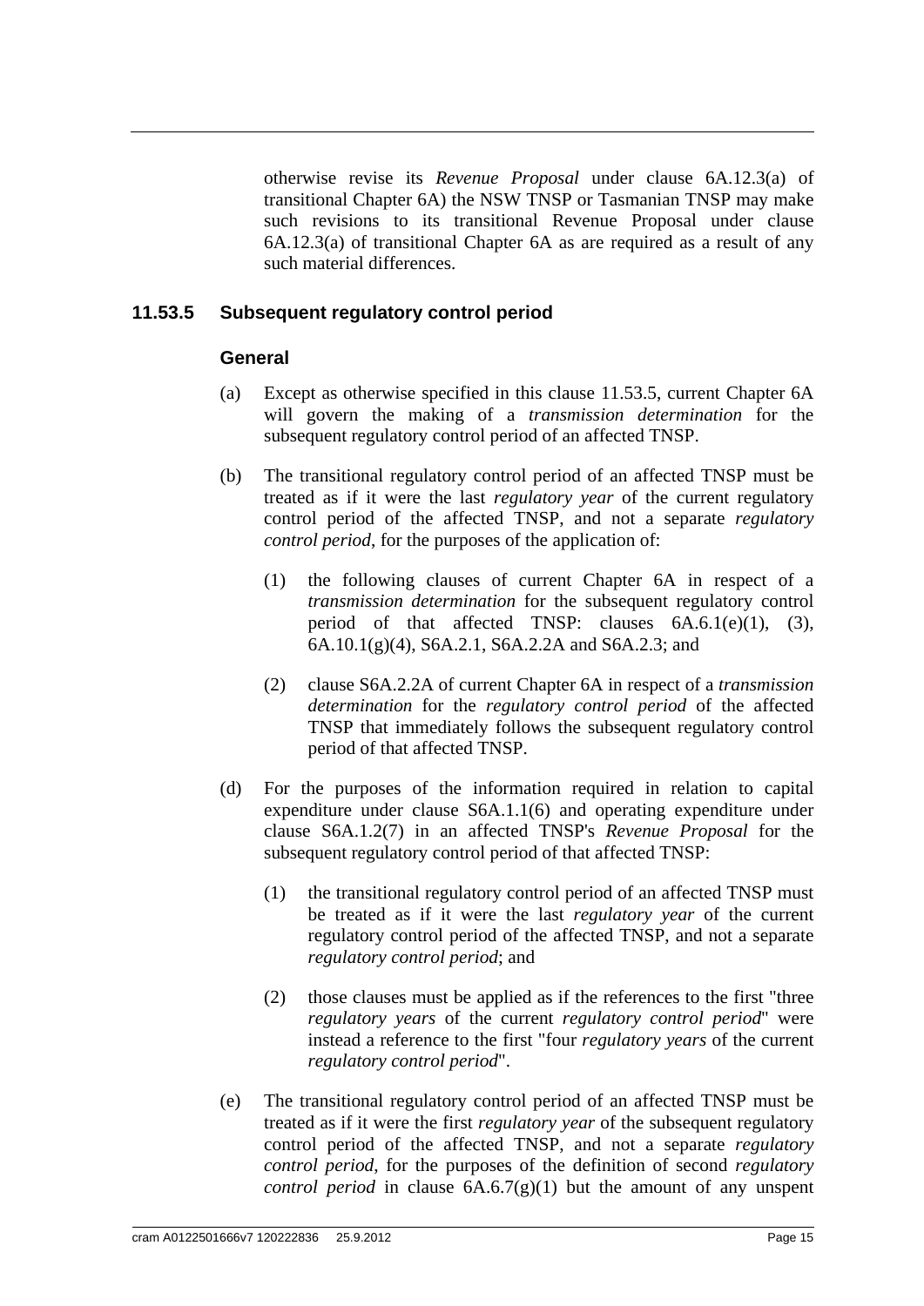otherwise revise its *Revenue Proposal* under clause 6A.12.3(a) of transitional Chapter 6A) the NSW TNSP or Tasmanian TNSP may make such revisions to its transitional Revenue Proposal under clause 6A.12.3(a) of transitional Chapter 6A as are required as a result of any such material differences.

### 11.53.5 Subsequent regulatory control period

#### General

(a) Except as otherwise specified in this clause 11.53.5, current Chapter 6A will govern the making of a *transmission determination* for the subsequent regulatory control period of an affected TNSP.

(b) The transitional regulatory control period of an affected TNSP must be treated as if it were the last *regulatory year* of the current regulatory control period of the affected TNSP, and not a separate *regulatory control period*, for the purposes of the application of:

(1) the following clauses of current Chapter 6A in respect of a *transmission determination* for the subsequent regulatory control period of that affected TNSP: clauses 6A.6.1(e)(1), (3), 6A.10.1(g)(4), S6A.2.1, S6A.2.2A and S6A.2.3; and

(2) clause S6A.2.2A of current Chapter 6A in respect of a *transmission determination* for the *regulatory control period* of the affected TNSP that immediately follows the subsequent regulatory control period of that affected TNSP.

(d) For the purposes of the information required in relation to capital expenditure under clause S6A.1.1(6) and operating expenditure under clause S6A.1.2(7) in an affected TNSP's *Revenue Proposal* for the subsequent regulatory control period of that affected TNSP:

(1) the transitional regulatory control period of an affected TNSP must be treated as if it were the last *regulatory year* of the current regulatory control period of the affected TNSP, and not a separate *regulatory control period*; and

(2) those clauses must be applied as if the references to the first "three *regulatory years* of the current *regulatory control period*" were instead a reference to the first "four *regulatory years* of the current *regulatory control period*".

(e) The transitional regulatory control period of an affected TNSP must be treated as if it were the first *regulatory year* of the subsequent regulatory control period of the affected TNSP, and not a separate *regulatory control period*, for the purposes of the definition of second *regulatory control period* in clause 6A.6.7(g)(1) but the amount of any unspent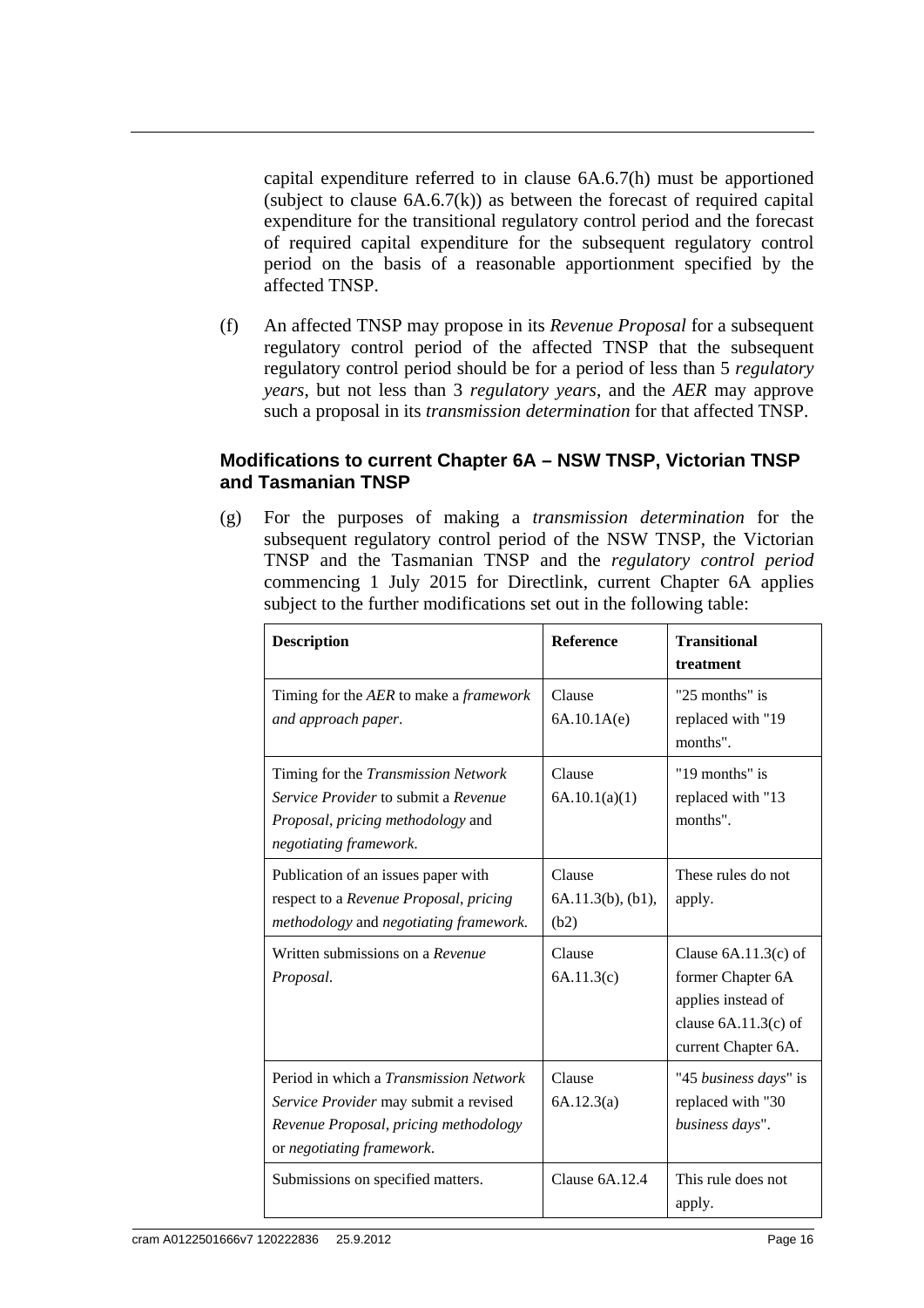capital expenditure referred to in clause 6A.6.7(h) must be apportioned (subject to clause 6A.6.7(k)) as between the forecast of required capital expenditure for the transitional regulatory control period and the forecast of required capital expenditure for the subsequent regulatory control period on the basis of a reasonable apportionment specified by the affected TNSP.

(f) An affected TNSP may propose in its *Revenue Proposal* for a subsequent regulatory control period of the affected TNSP that the subsequent regulatory control period should be for a period of less than 5 *regulatory years*, but not less than 3 *regulatory years*, and the *AER* may approve such a proposal in its *transmission determination* for that affected TNSP.

### Modifications to current Chapter 6A – NSW TNSP, Victorian TNSP and Tasmanian TNSP

(g) For the purposes of making a *transmission determination* for the subsequent regulatory control period of the NSW TNSP, the Victorian TNSP and the Tasmanian TNSP and the *regulatory control period* commencing 1 July 2015 for Directlink, current Chapter 6A applies subject to the further modifications set out in the following table:

| **Description** | **Reference** | **Transitional treatment** |
|---|---|---|
| Timing for the *AER* to make a *framework and approach paper*. | Clause 6A.10.1A(e) | "25 months" is replaced with "19 months". |
| Timing for the *Transmission Network Service Provider* to submit a *Revenue Proposal*, *pricing methodology* and *negotiating framework*. | Clause 6A.10.1(a)(1) | "19 months" is replaced with "13 months". |
| Publication of an issues paper with respect to a *Revenue Proposal*, *pricing methodology* and *negotiating framework*. | Clause 6A.11.3(b), (b1), (b2) | These rules do not apply. |
| Written submissions on a *Revenue Proposal*. | Clause 6A.11.3(c) | Clause 6A.11.3(c) of former Chapter 6A applies instead of clause 6A.11.3(c) of current Chapter 6A. |
| Period in which a *Transmission Network Service Provider* may submit a revised *Revenue Proposal*, *pricing methodology* or *negotiating framework*. | Clause 6A.12.3(a) | "45 *business days*" is replaced with "30 *business days*". |
| Submissions on specified matters. | Clause 6A.12.4 | This rule does not apply. |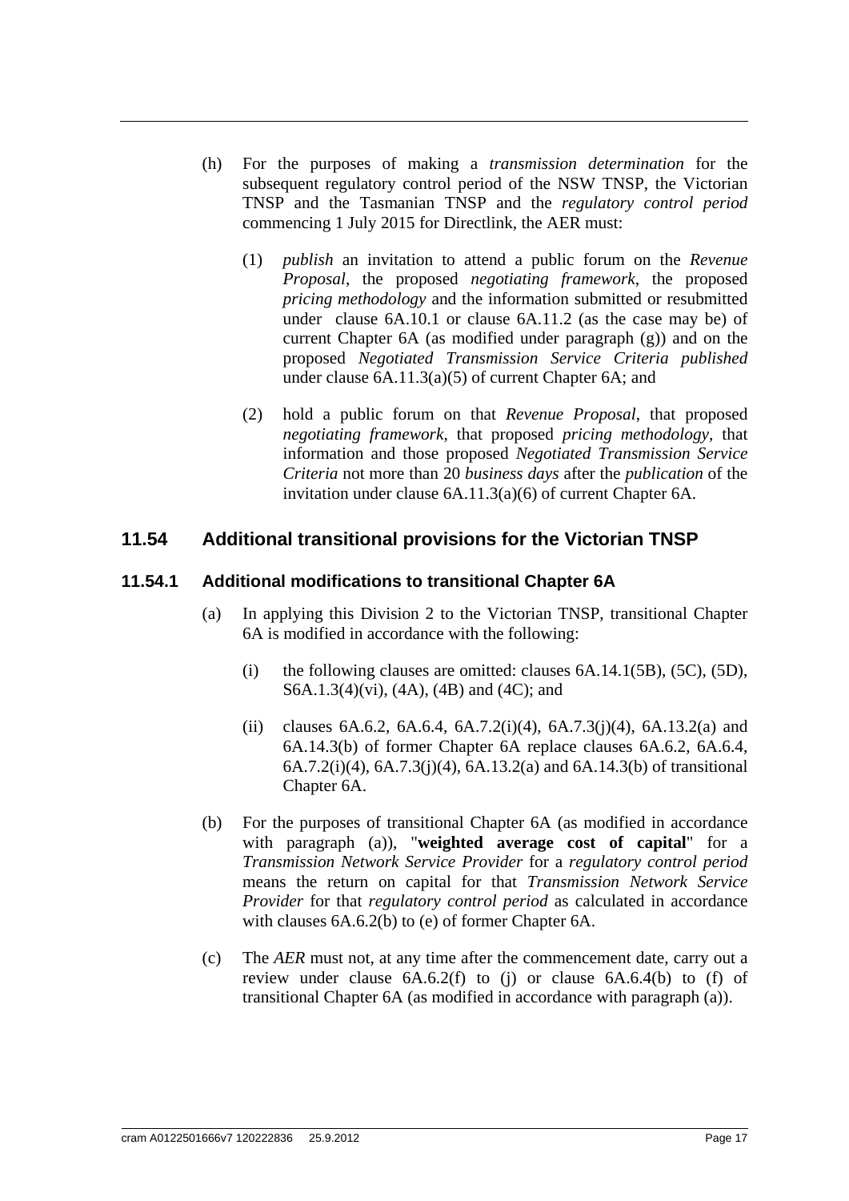(h) For the purposes of making a *transmission determination* for the subsequent regulatory control period of the NSW TNSP, the Victorian TNSP and the Tasmanian TNSP and the *regulatory control period* commencing 1 July 2015 for Directlink, the AER must:

   (1) *publish* an invitation to attend a public forum on the *Revenue Proposal*, the proposed *negotiating framework*, the proposed *pricing methodology* and the information submitted or resubmitted under clause 6A.10.1 or clause 6A.11.2 (as the case may be) of current Chapter 6A (as modified under paragraph (g)) and on the proposed *Negotiated Transmission Service Criteria published* under clause 6A.11.3(a)(5) of current Chapter 6A; and

   (2) hold a public forum on that *Revenue Proposal*, that proposed *negotiating framework*, that proposed *pricing methodology*, that information and those proposed *Negotiated Transmission Service Criteria* not more than 20 *business days* after the *publication* of the invitation under clause 6A.11.3(a)(6) of current Chapter 6A.

## 11.54 Additional transitional provisions for the Victorian TNSP

### 11.54.1 Additional modifications to transitional Chapter 6A

(a) In applying this Division 2 to the Victorian TNSP, transitional Chapter 6A is modified in accordance with the following:

   (i) the following clauses are omitted: clauses 6A.14.1(5B), (5C), (5D), S6A.1.3(4)(vi), (4A), (4B) and (4C); and

   (ii) clauses 6A.6.2, 6A.6.4, 6A.7.2(i)(4), 6A.7.3(j)(4), 6A.13.2(a) and 6A.14.3(b) of former Chapter 6A replace clauses 6A.6.2, 6A.6.4, 6A.7.2(i)(4), 6A.7.3(j)(4), 6A.13.2(a) and 6A.14.3(b) of transitional Chapter 6A.

(b) For the purposes of transitional Chapter 6A (as modified in accordance with paragraph (a)), "**weighted average cost of capital**" for a *Transmission Network Service Provider* for a *regulatory control period* means the return on capital for that *Transmission Network Service Provider* for that *regulatory control period* as calculated in accordance with clauses 6A.6.2(b) to (e) of former Chapter 6A.

(c) The *AER* must not, at any time after the commencement date, carry out a review under clause 6A.6.2(f) to (j) or clause 6A.6.4(b) to (f) of transitional Chapter 6A (as modified in accordance with paragraph (a)).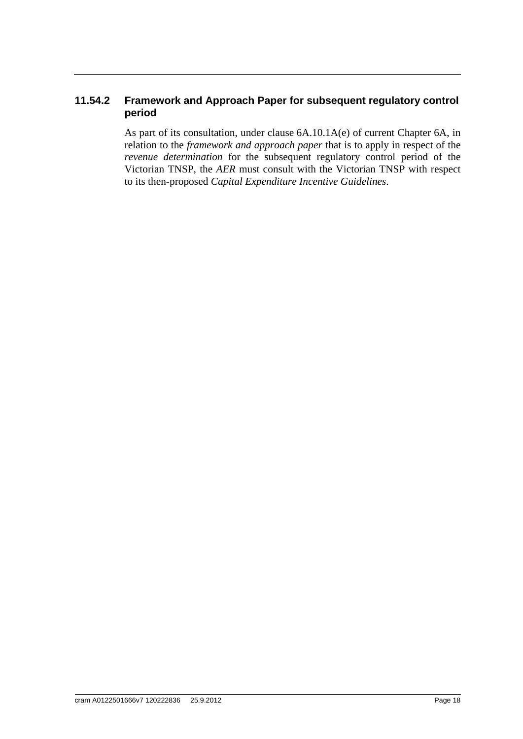### 11.54.2 Framework and Approach Paper for subsequent regulatory control period

As part of its consultation, under clause 6A.10.1A(e) of current Chapter 6A, in relation to the *framework and approach paper* that is to apply in respect of the *revenue determination* for the subsequent regulatory control period of the Victorian TNSP, the *AER* must consult with the Victorian TNSP with respect to its then-proposed *Capital Expenditure Incentive Guidelines*.